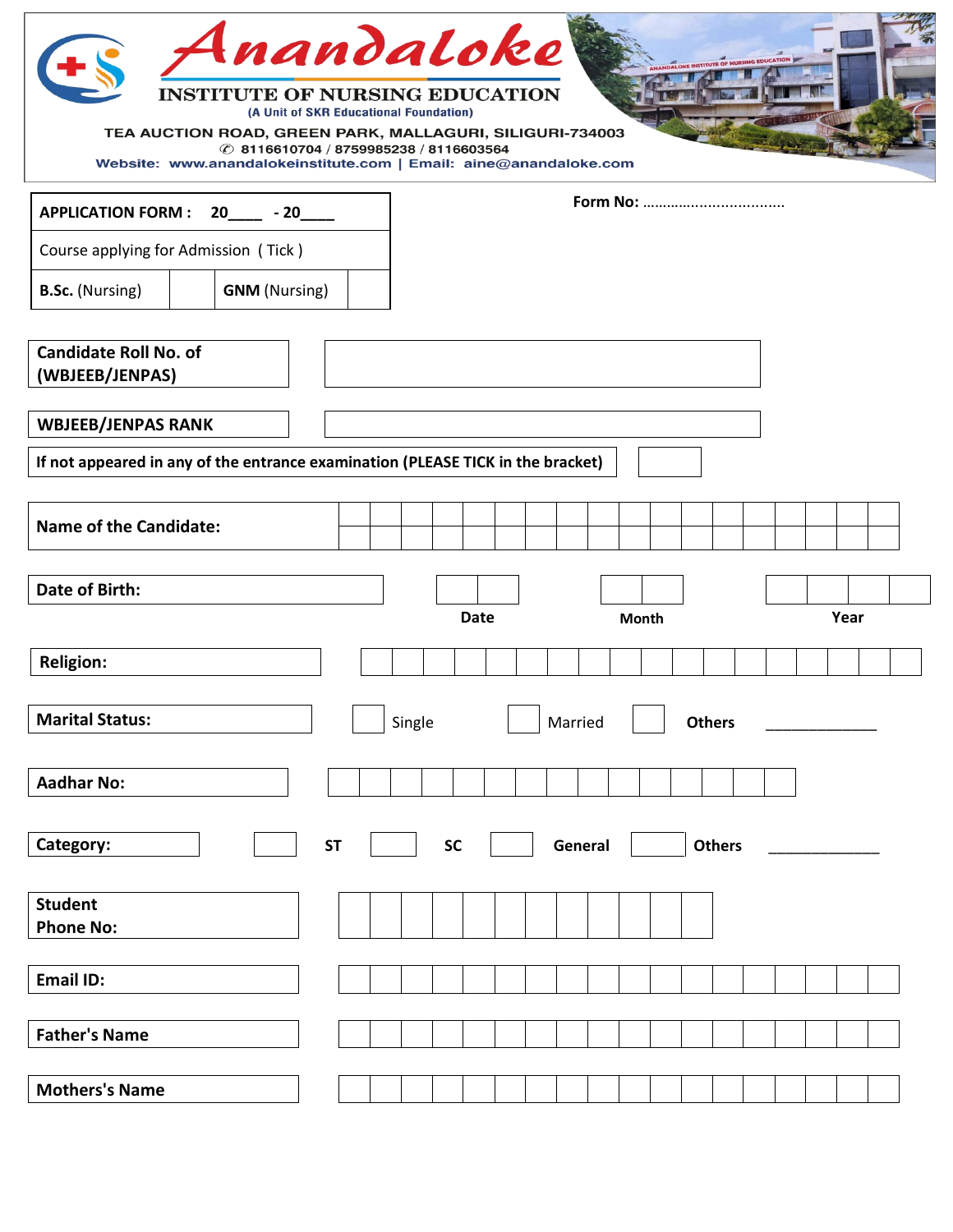# Anandaloke

## INSTITUTE OF NURSING EDUCATION

(A Unit of SKR Educational Foundation)

TEA AUCTION ROAD, GREEN PARK, MALLAGURI, SILIGURI-734003

✆ 8116610704 / 8759985238 / 8116603564

Website: www.anandalokeinstitute.com | Email: aine@anandaloke.com

| **APPLICATION FORM : 20____ - 20____** | | | |
|---|---|---|---|
| Course applying for Admission ( Tick ) | | | |
| **B.Sc.** (Nursing) | | **GNM** (Nursing) | |

**Form No:** ……………………………

**Candidate Roll No. of (WBJEEB/JENPAS)**

**WBJEEB/JENPAS RANK**

**If not appeared in any of the entrance examination (PLEASE TICK in the bracket)**

**Name of the Candidate:**

**Date of Birth:** Date ____ Month ____ Year ____

**Religion:**

**Marital Status:** ☐ Single ☐ Married ☐ **Others** ______________

**Aadhar No:**

**Category:** ☐ **ST** ☐ **SC** ☐ **General** ☐ **Others** ______________

**Student Phone No:**

**Email ID:**

**Father's Name**

**Mothers's Name**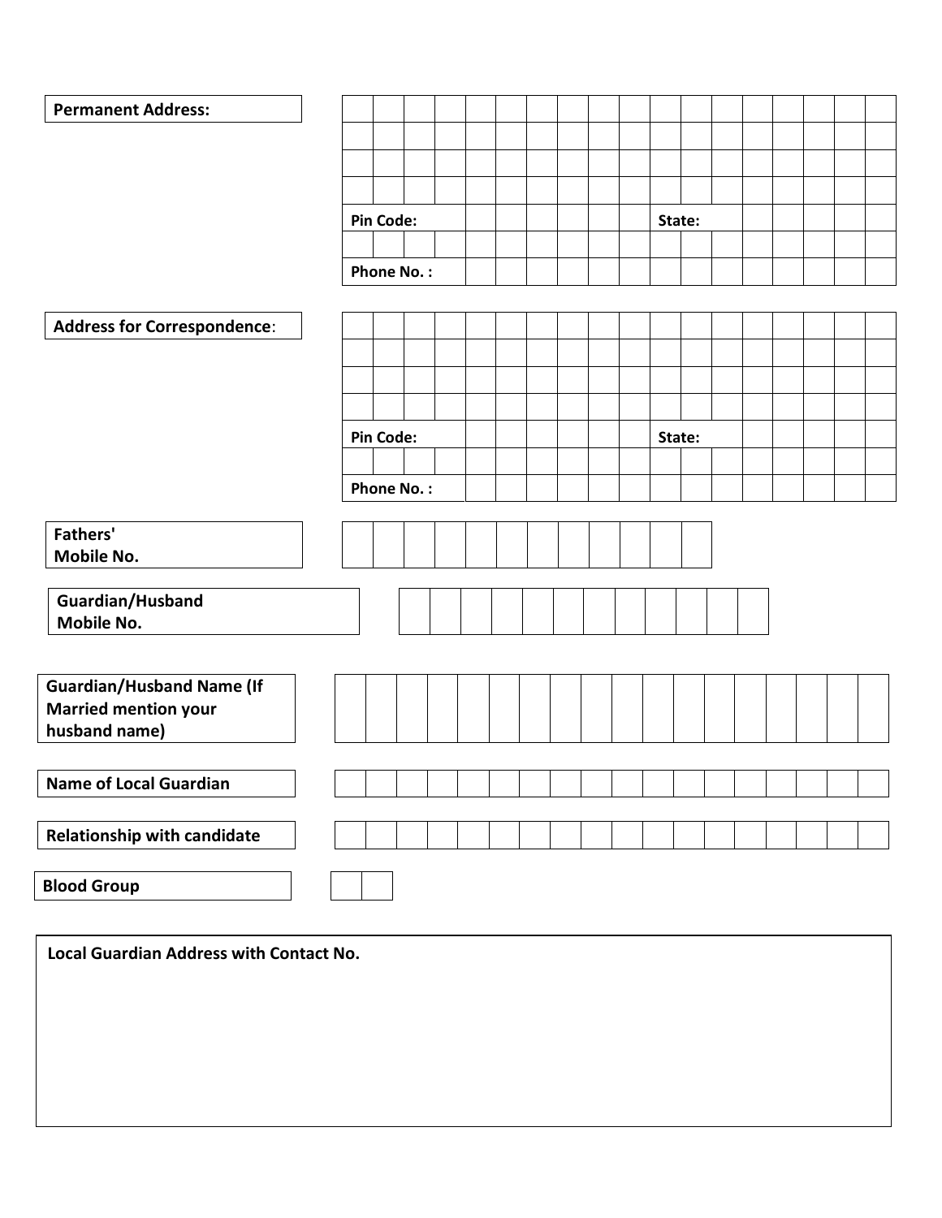**Permanent Address:**

Pin Code: State:

Phone No. :

**Address for Correspondence**:

Pin Code: State:

Phone No. :

**Fathers' Mobile No.**

**Guardian/Husband Mobile No.**

**Guardian/Husband Name (If Married mention your husband name)**

**Name of Local Guardian**

**Relationship with candidate**

**Blood Group**

**Local Guardian Address with Contact No.**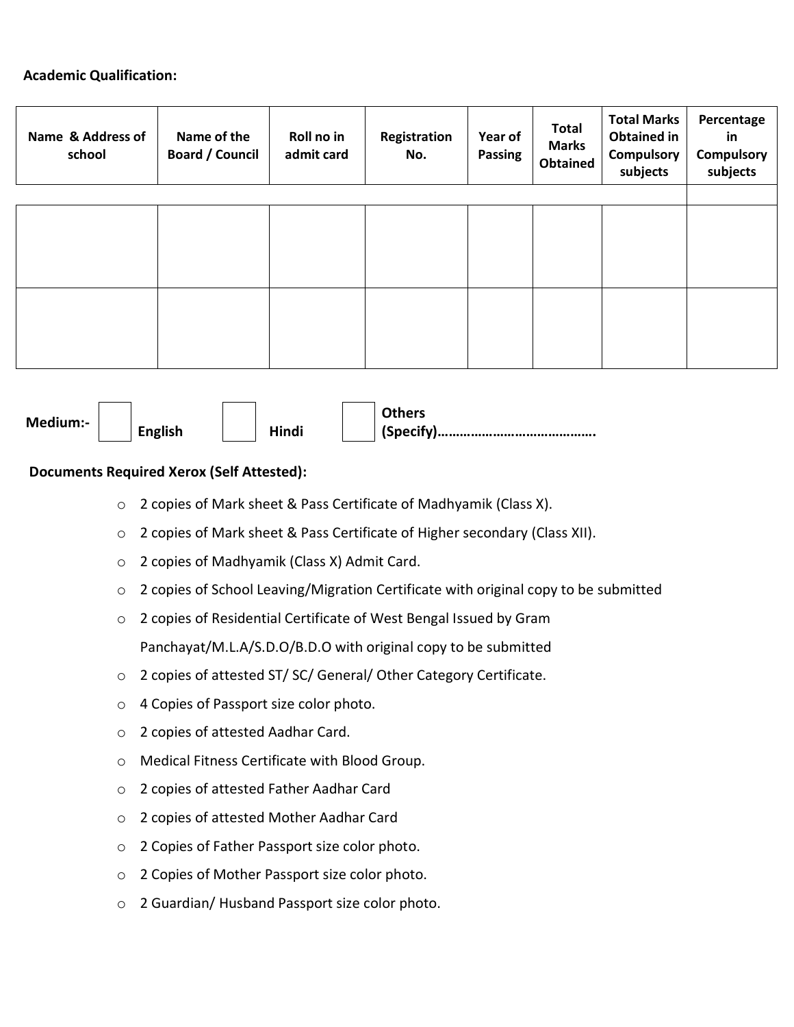**Academic Qualification:**

| Name & Address of school | Name of the Board / Council | Roll no in admit card | Registration No. | Year of Passing | Total Marks Obtained | Total Marks Obtained in Compulsory subjects | Percentage in Compulsory subjects |
|---|---|---|---|---|---|---|---|
| | | | | | | | |
| | | | | | | | |
| | | | | | | | |

**Medium:-** ☐ **English** ☐ **Hindi** ☐ **Others (Specify)…………………………………….**

**Documents Required Xerox (Self Attested):**

- 2 copies of Mark sheet & Pass Certificate of Madhyamik (Class X).
- 2 copies of Mark sheet & Pass Certificate of Higher secondary (Class XII).
- 2 copies of Madhyamik (Class X) Admit Card.
- 2 copies of School Leaving/Migration Certificate with original copy to be submitted
- 2 copies of Residential Certificate of West Bengal Issued by Gram Panchayat/M.L.A/S.D.O/B.D.O with original copy to be submitted
- 2 copies of attested ST/ SC/ General/ Other Category Certificate.
- 4 Copies of Passport size color photo.
- 2 copies of attested Aadhar Card.
- Medical Fitness Certificate with Blood Group.
- 2 copies of attested Father Aadhar Card
- 2 copies of attested Mother Aadhar Card
- 2 Copies of Father Passport size color photo.
- 2 Copies of Mother Passport size color photo.
- 2 Guardian/ Husband Passport size color photo.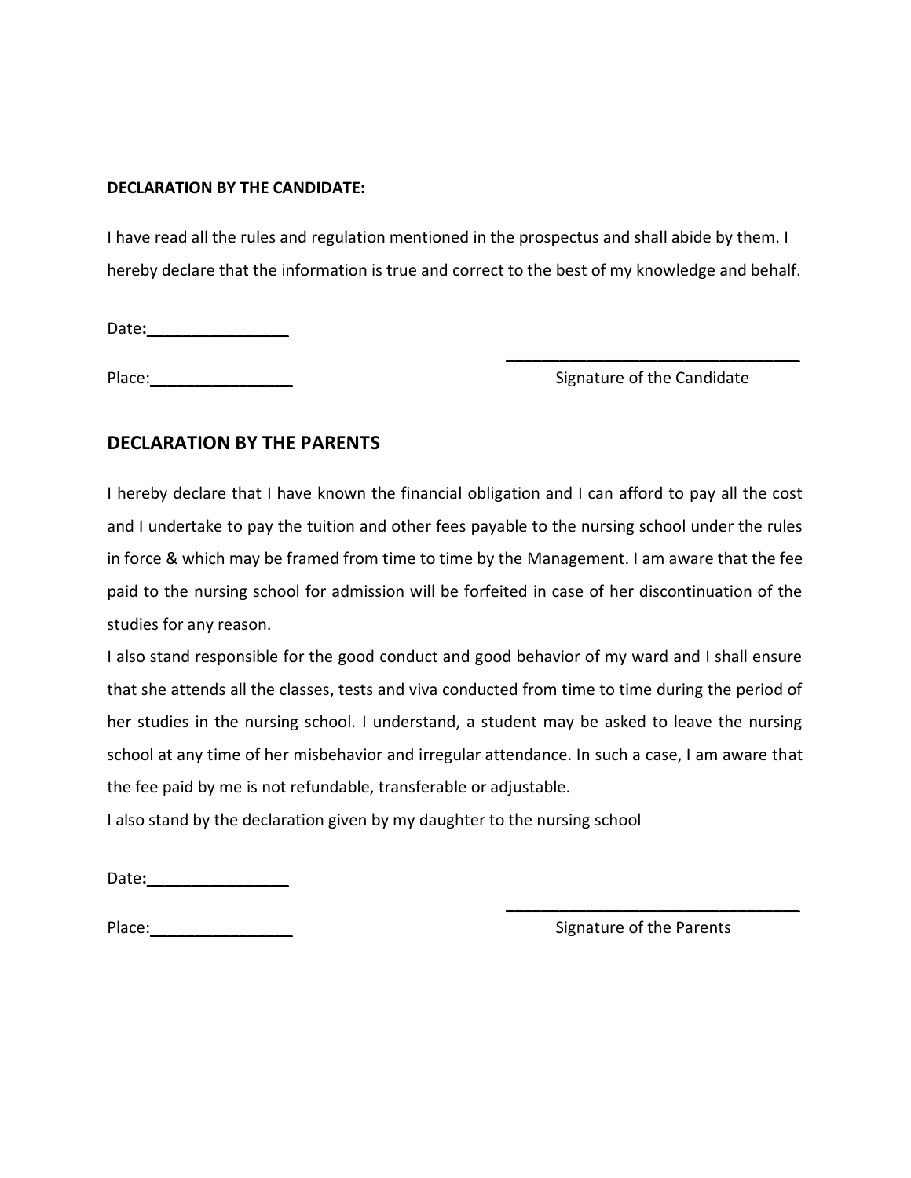**DECLARATION BY THE CANDIDATE:**

I have read all the rules and regulation mentioned in the prospectus and shall abide by them. I hereby declare that the information is true and correct to the best of my knowledge and behalf.

Date:________________

Place:________________ ________________________________
Signature of the Candidate

## DECLARATION BY THE PARENTS

I hereby declare that I have known the financial obligation and I can afford to pay all the cost and I undertake to pay the tuition and other fees payable to the nursing school under the rules in force & which may be framed from time to time by the Management. I am aware that the fee paid to the nursing school for admission will be forfeited in case of her discontinuation of the studies for any reason.

I also stand responsible for the good conduct and good behavior of my ward and I shall ensure that she attends all the classes, tests and viva conducted from time to time during the period of her studies in the nursing school. I understand, a student may be asked to leave the nursing school at any time of her misbehavior and irregular attendance. In such a case, I am aware that the fee paid by me is not refundable, transferable or adjustable.

I also stand by the declaration given by my daughter to the nursing school

Date:________________

Place:________________ ________________________________
Signature of the Parents